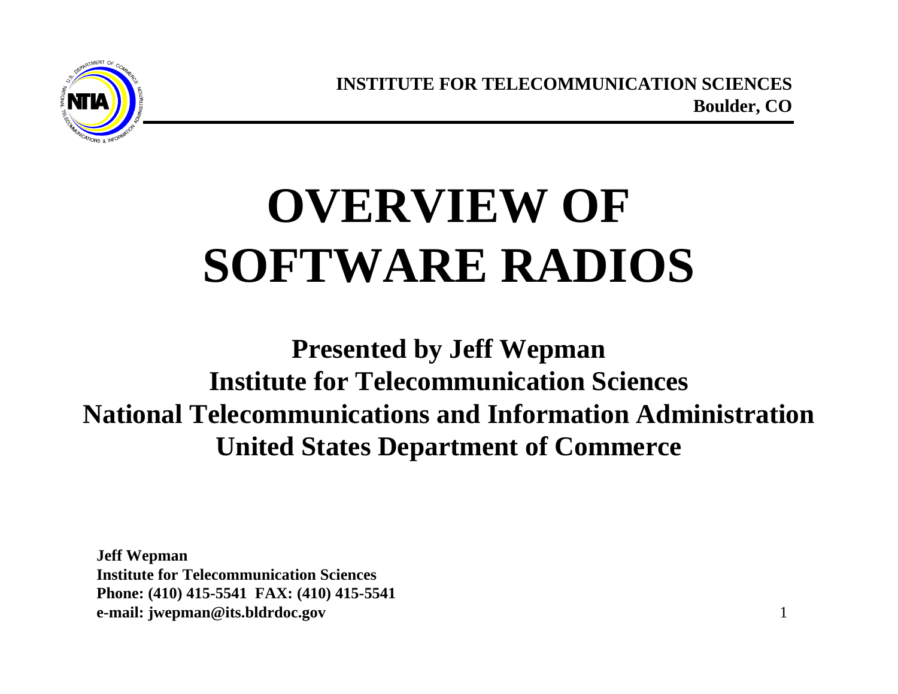**INSTITUTE FOR TELECOMMUNICATION SCIENCES**
**Boulder, CO**

# OVERVIEW OF SOFTWARE RADIOS

**Presented by Jeff Wepman**
**Institute for Telecommunication Sciences**
**National Telecommunications and Information Administration**
**United States Department of Commerce**

**Jeff Wepman**
**Institute for Telecommunication Sciences**
**Phone: (410) 415-5541 FAX: (410) 415-5541**
**e-mail: jwepman@its.bldrdoc.gov**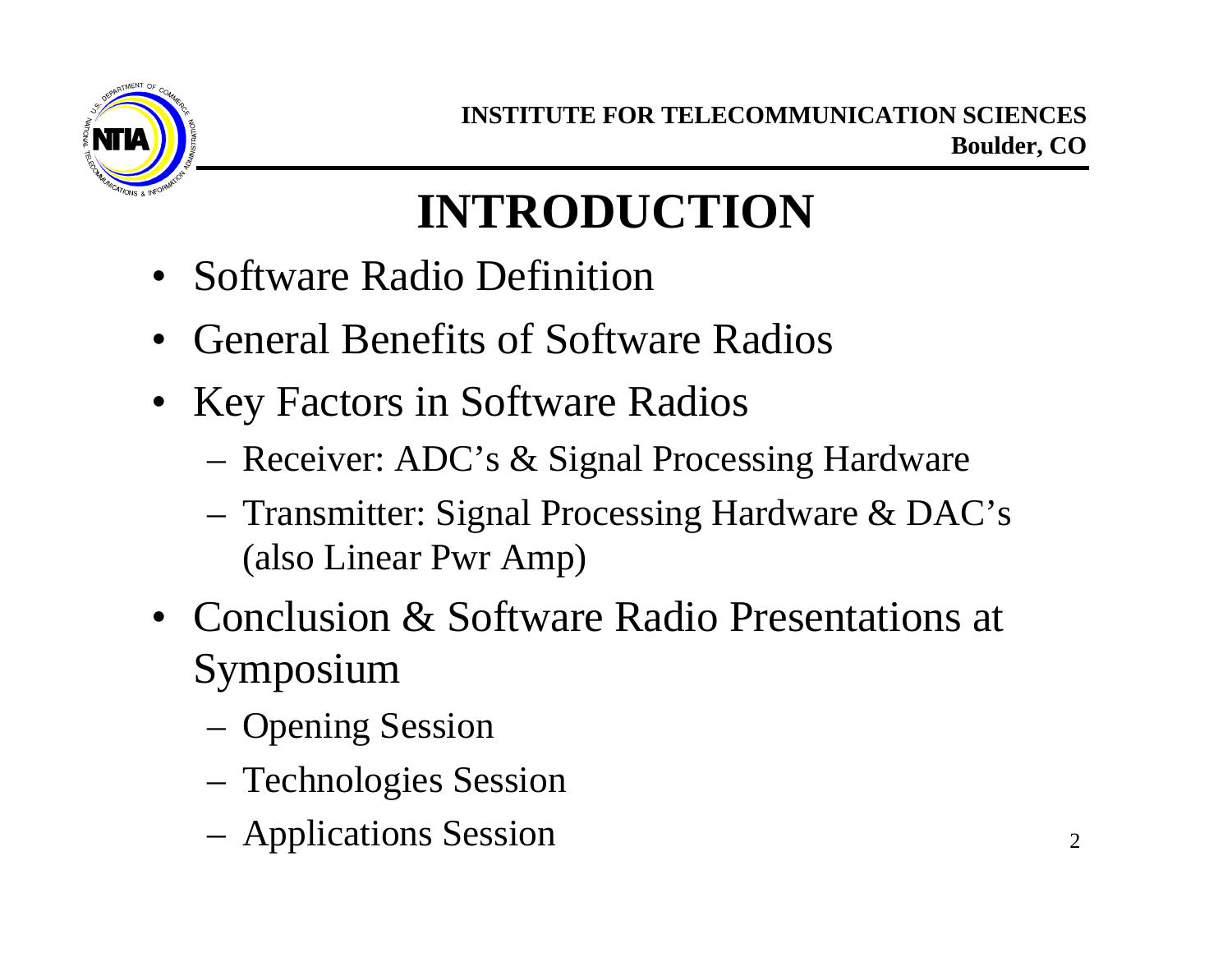# INTRODUCTION

- Software Radio Definition
- General Benefits of Software Radios
- Key Factors in Software Radios
  - Receiver: ADC's & Signal Processing Hardware
  - Transmitter: Signal Processing Hardware & DAC's (also Linear Pwr Amp)
- Conclusion & Software Radio Presentations at Symposium
  - Opening Session
  - Technologies Session
  - Applications Session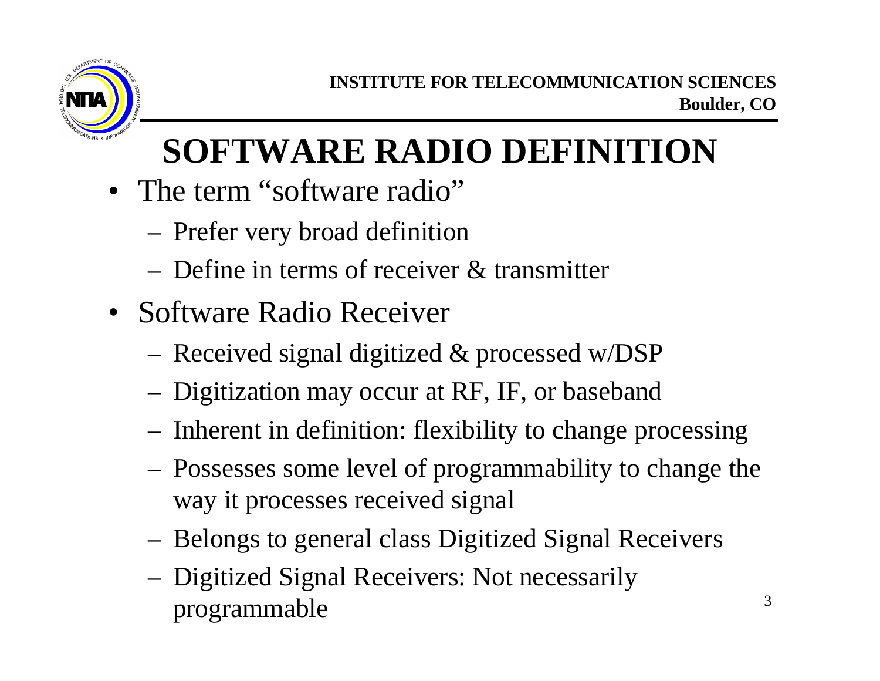# SOFTWARE RADIO DEFINITION

- The term "software radio"
  - Prefer very broad definition
  - Define in terms of receiver & transmitter
- Software Radio Receiver
  - Received signal digitized & processed w/DSP
  - Digitization may occur at RF, IF, or baseband
  - Inherent in definition: flexibility to change processing
  - Possesses some level of programmability to change the way it processes received signal
  - Belongs to general class Digitized Signal Receivers
  - Digitized Signal Receivers: Not necessarily programmable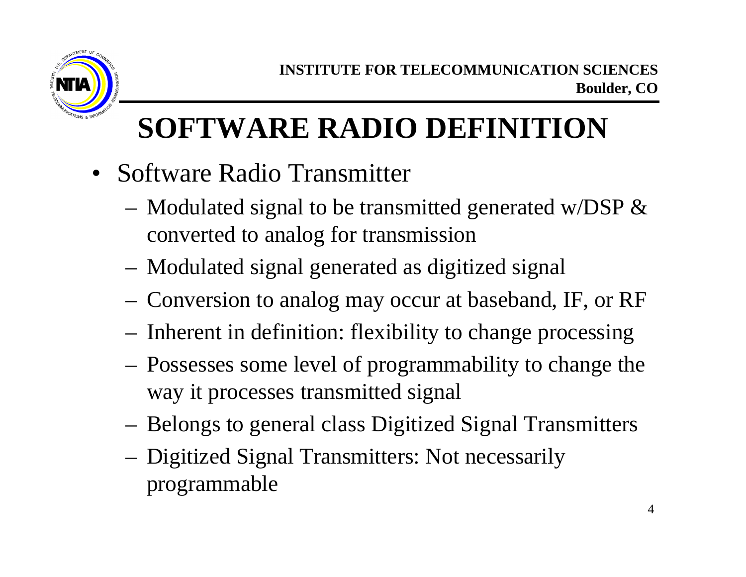# SOFTWARE RADIO DEFINITION

- Software Radio Transmitter
  - Modulated signal to be transmitted generated w/DSP & converted to analog for transmission
  - Modulated signal generated as digitized signal
  - Conversion to analog may occur at baseband, IF, or RF
  - Inherent in definition: flexibility to change processing
  - Possesses some level of programmability to change the way it processes transmitted signal
  - Belongs to general class Digitized Signal Transmitters
  - Digitized Signal Transmitters: Not necessarily programmable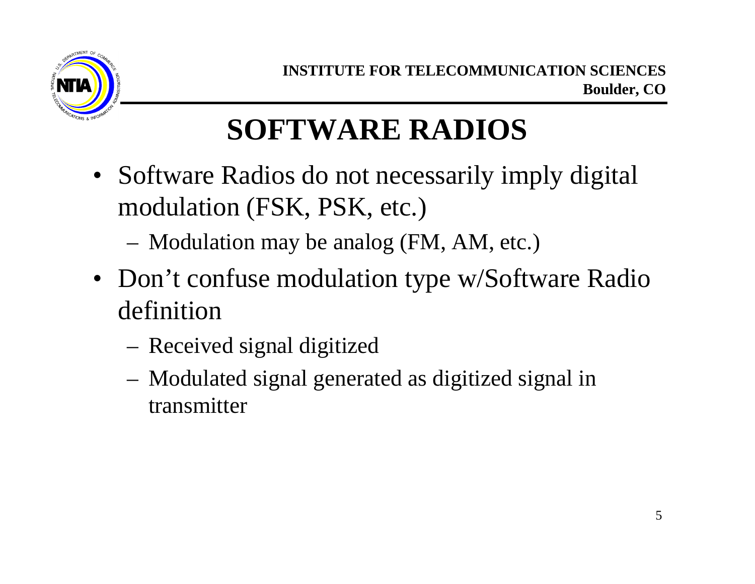# SOFTWARE RADIOS

- Software Radios do not necessarily imply digital modulation (FSK, PSK, etc.)
  - Modulation may be analog (FM, AM, etc.)
- Don't confuse modulation type w/Software Radio definition
  - Received signal digitized
  - Modulated signal generated as digitized signal in transmitter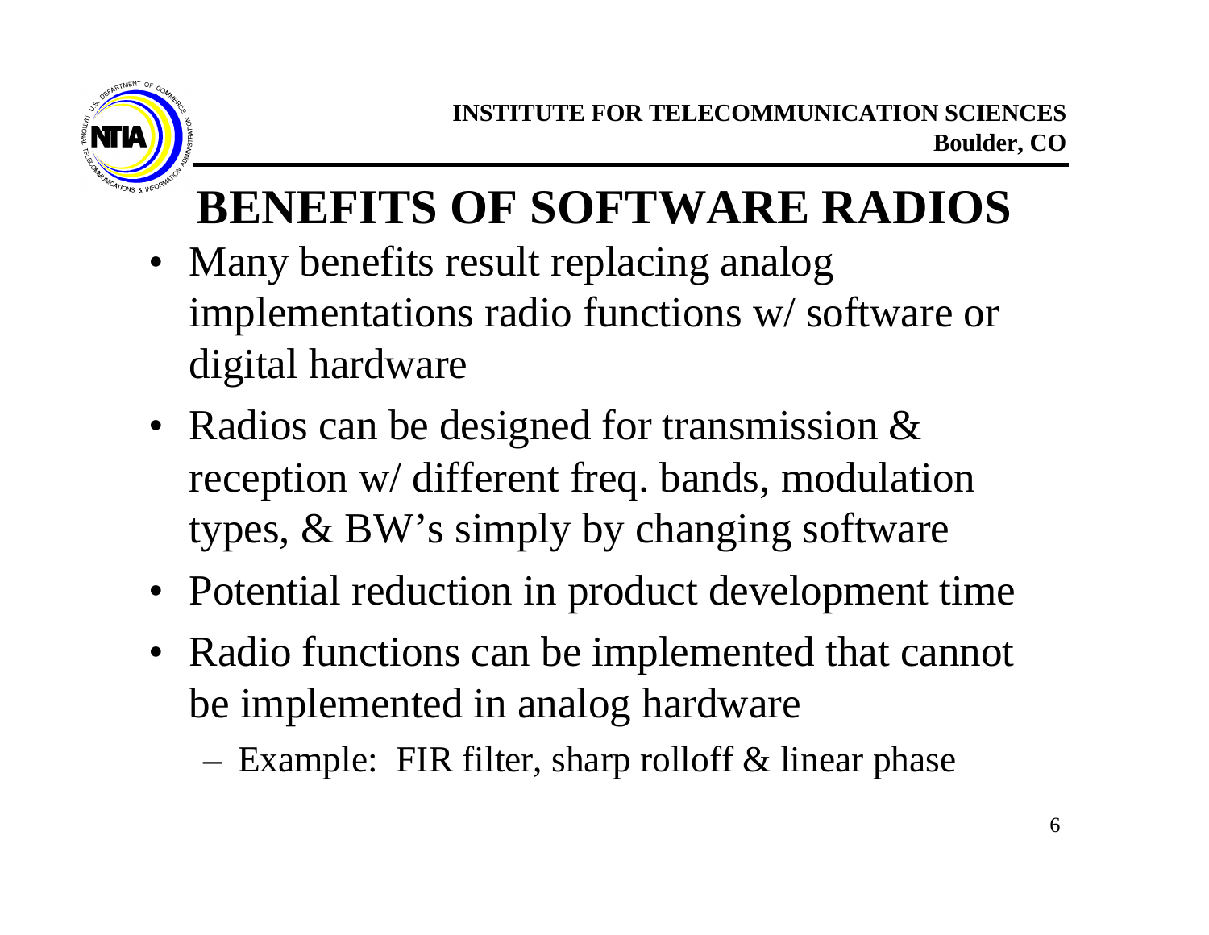# BENEFITS OF SOFTWARE RADIOS

- Many benefits result replacing analog implementations radio functions w/ software or digital hardware
- Radios can be designed for transmission & reception w/ different freq. bands, modulation types, & BW's simply by changing software
- Potential reduction in product development time
- Radio functions can be implemented that cannot be implemented in analog hardware
  - Example: FIR filter, sharp rolloff & linear phase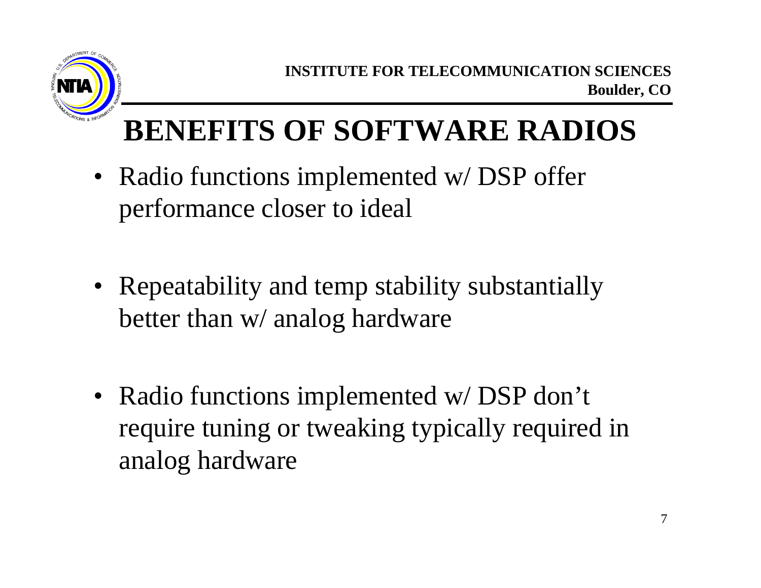# BENEFITS OF SOFTWARE RADIOS

- Radio functions implemented w/ DSP offer performance closer to ideal

- Repeatability and temp stability substantially better than w/ analog hardware

- Radio functions implemented w/ DSP don't require tuning or tweaking typically required in analog hardware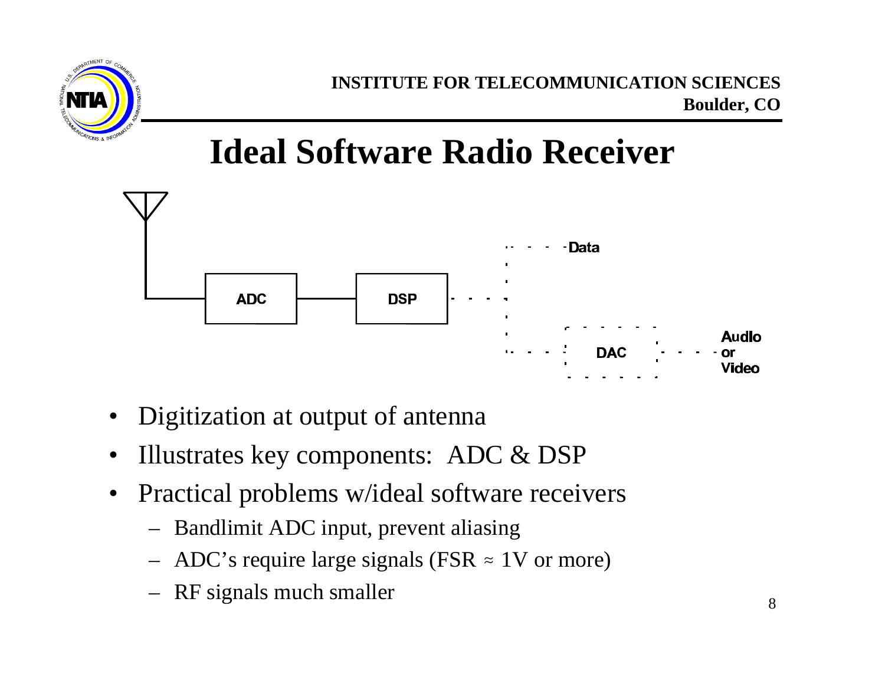# Ideal Software Radio Receiver

- Digitization at output of antenna
- Illustrates key components: ADC & DSP
- Practical problems w/ideal software receivers
  - Bandlimit ADC input, prevent aliasing
  - ADC's require large signals (FSR ≈ 1V or more)
  - RF signals much smaller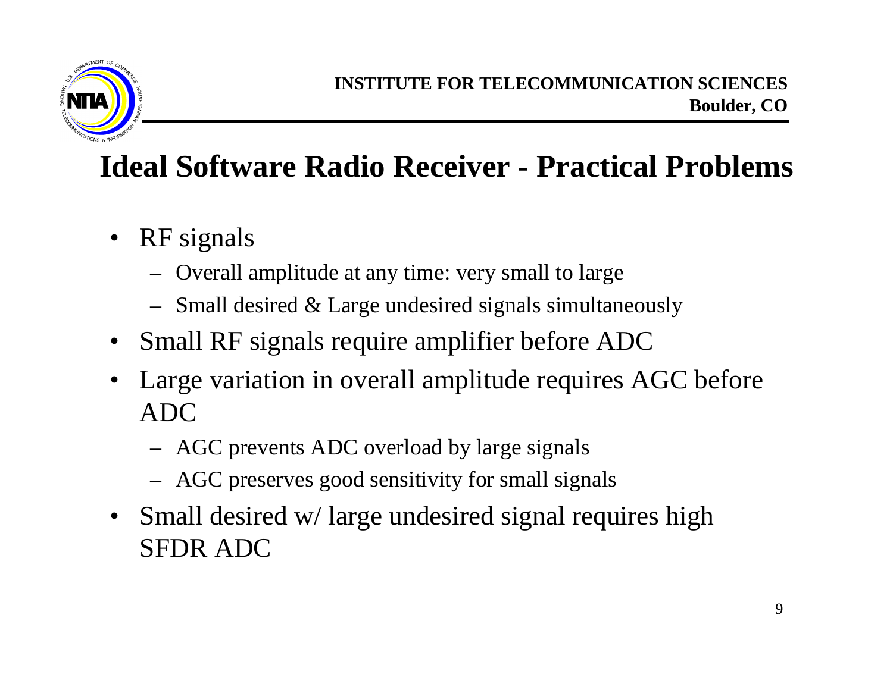# Ideal Software Radio Receiver - Practical Problems

- RF signals
  - Overall amplitude at any time: very small to large
  - Small desired & Large undesired signals simultaneously
- Small RF signals require amplifier before ADC
- Large variation in overall amplitude requires AGC before ADC
  - AGC prevents ADC overload by large signals
  - AGC preserves good sensitivity for small signals
- Small desired w/ large undesired signal requires high SFDR ADC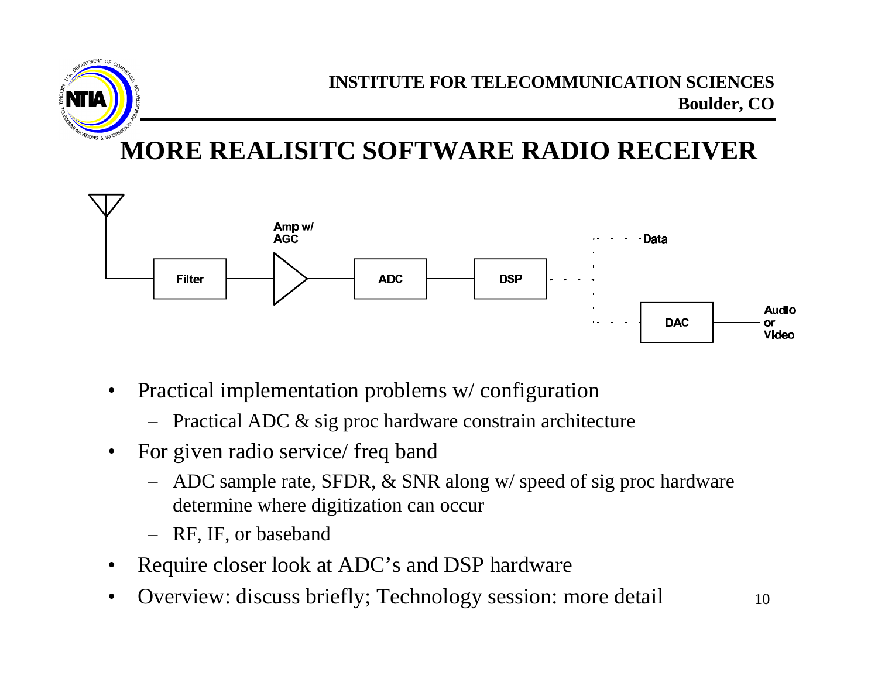# MORE REALISITC SOFTWARE RADIO RECEIVER

Filter → Amp w/ AGC → ADC → DSP → Data / DAC → Audio or Video

- Practical implementation problems w/ configuration
  - Practical ADC & sig proc hardware constrain architecture
- For given radio service/ freq band
  - ADC sample rate, SFDR, & SNR along w/ speed of sig proc hardware determine where digitization can occur
  - RF, IF, or baseband
- Require closer look at ADC's and DSP hardware
- Overview: discuss briefly; Technology session: more detail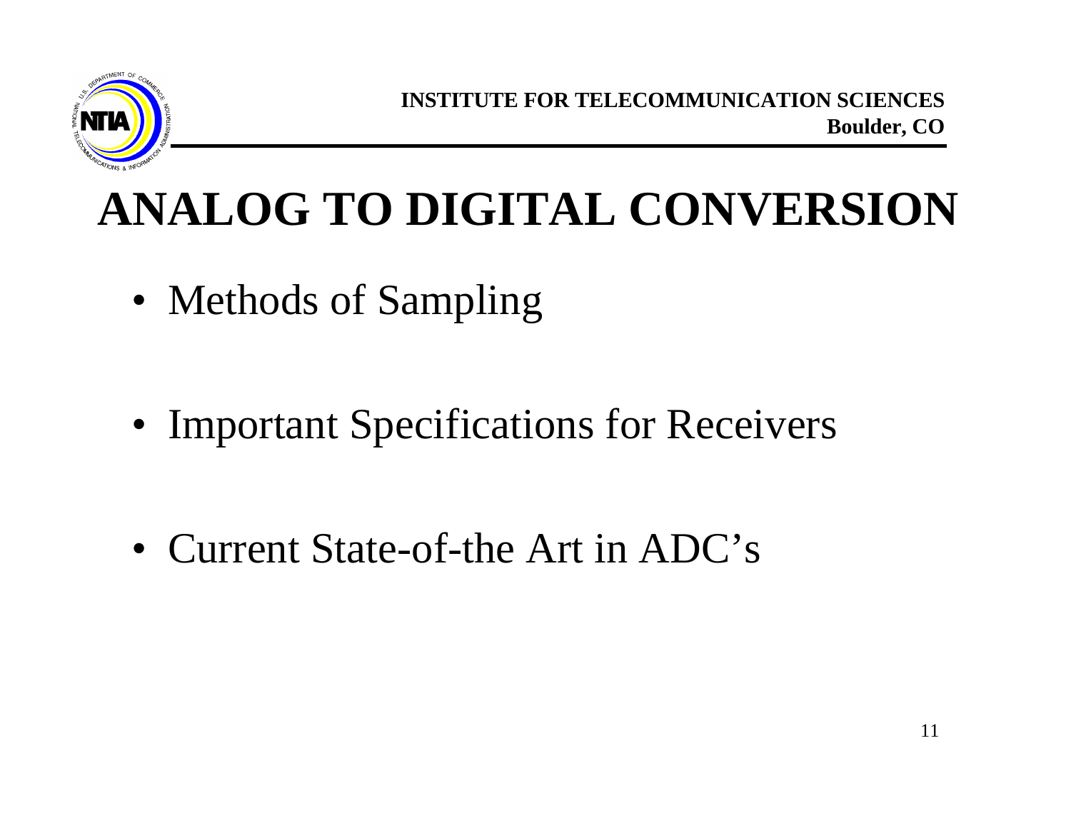# ANALOG TO DIGITAL CONVERSION

- Methods of Sampling

- Important Specifications for Receivers

- Current State-of-the Art in ADC's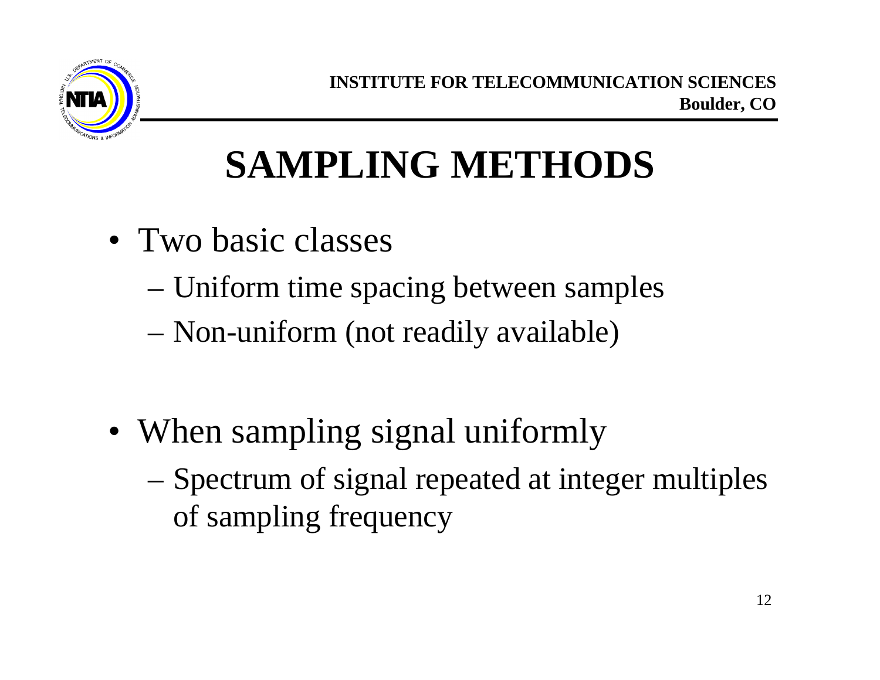# SAMPLING METHODS

- Two basic classes
  - Uniform time spacing between samples
  - Non-uniform (not readily available)

- When sampling signal uniformly
  - Spectrum of signal repeated at integer multiples of sampling frequency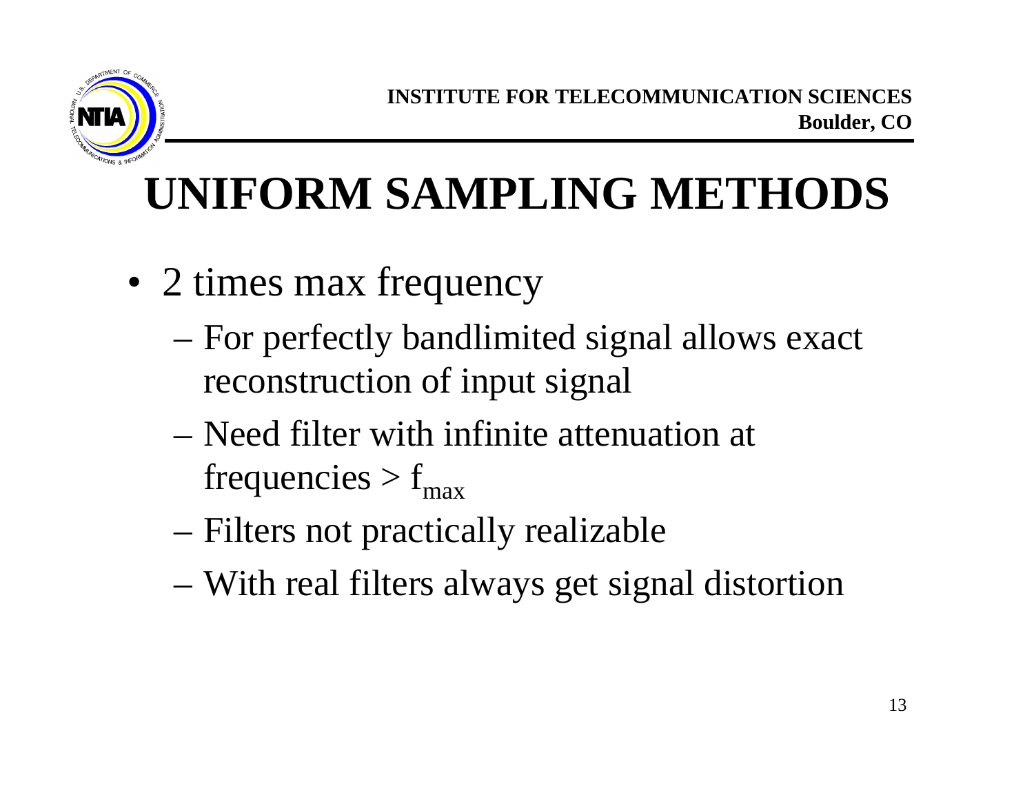# UNIFORM SAMPLING METHODS

- 2 times max frequency
  - For perfectly bandlimited signal allows exact reconstruction of input signal
  - Need filter with infinite attenuation at frequencies > $f_{max}$
  - Filters not practically realizable
  - With real filters always get signal distortion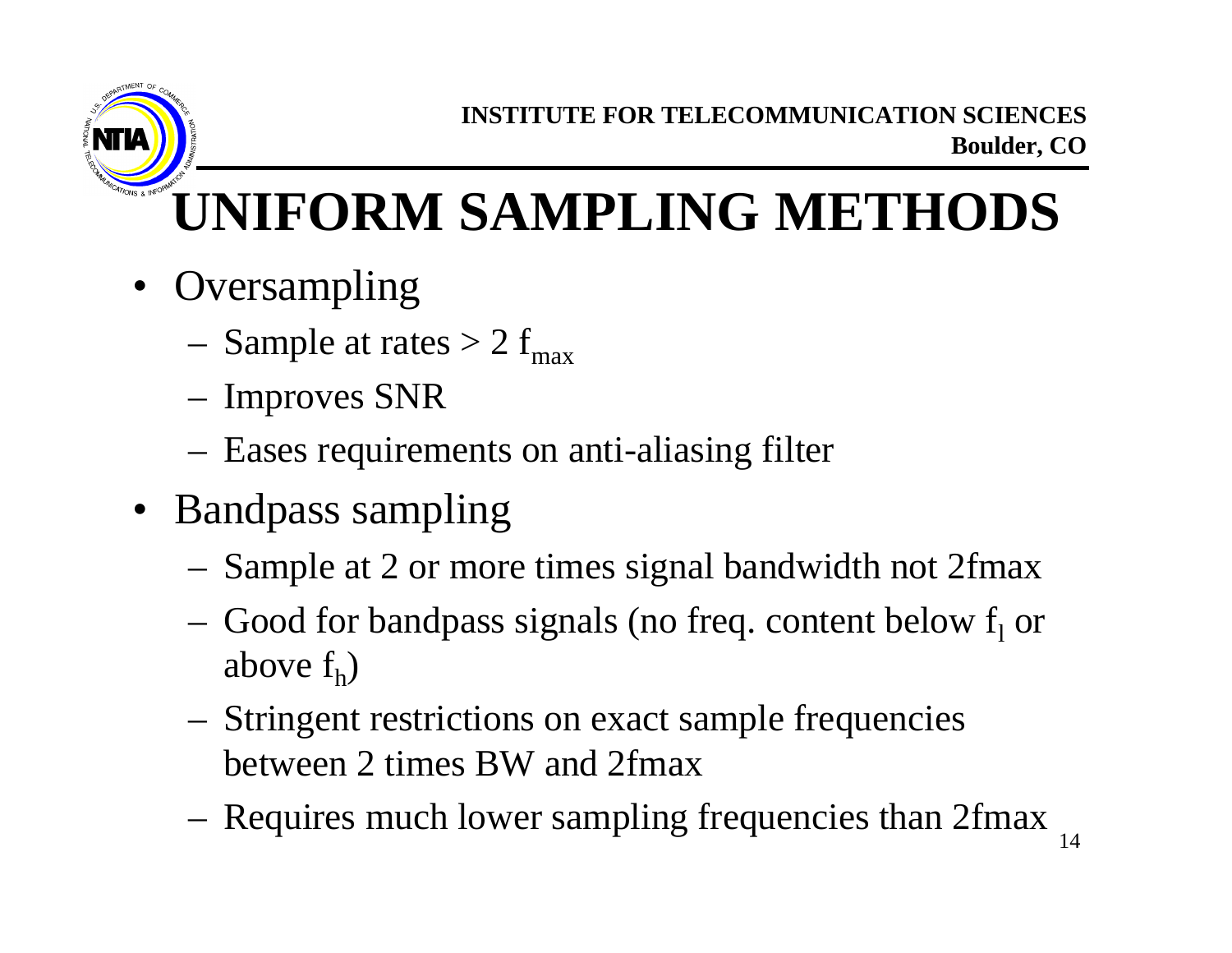# UNIFORM SAMPLING METHODS

- Oversampling
  - Sample at rates > 2 $f_{max}$
  - Improves SNR
  - Eases requirements on anti-aliasing filter
- Bandpass sampling
  - Sample at 2 or more times signal bandwidth not 2fmax
  - Good for bandpass signals (no freq. content below $f_l$ or above $f_h$)
  - Stringent restrictions on exact sample frequencies between 2 times BW and 2fmax
  - Requires much lower sampling frequencies than 2fmax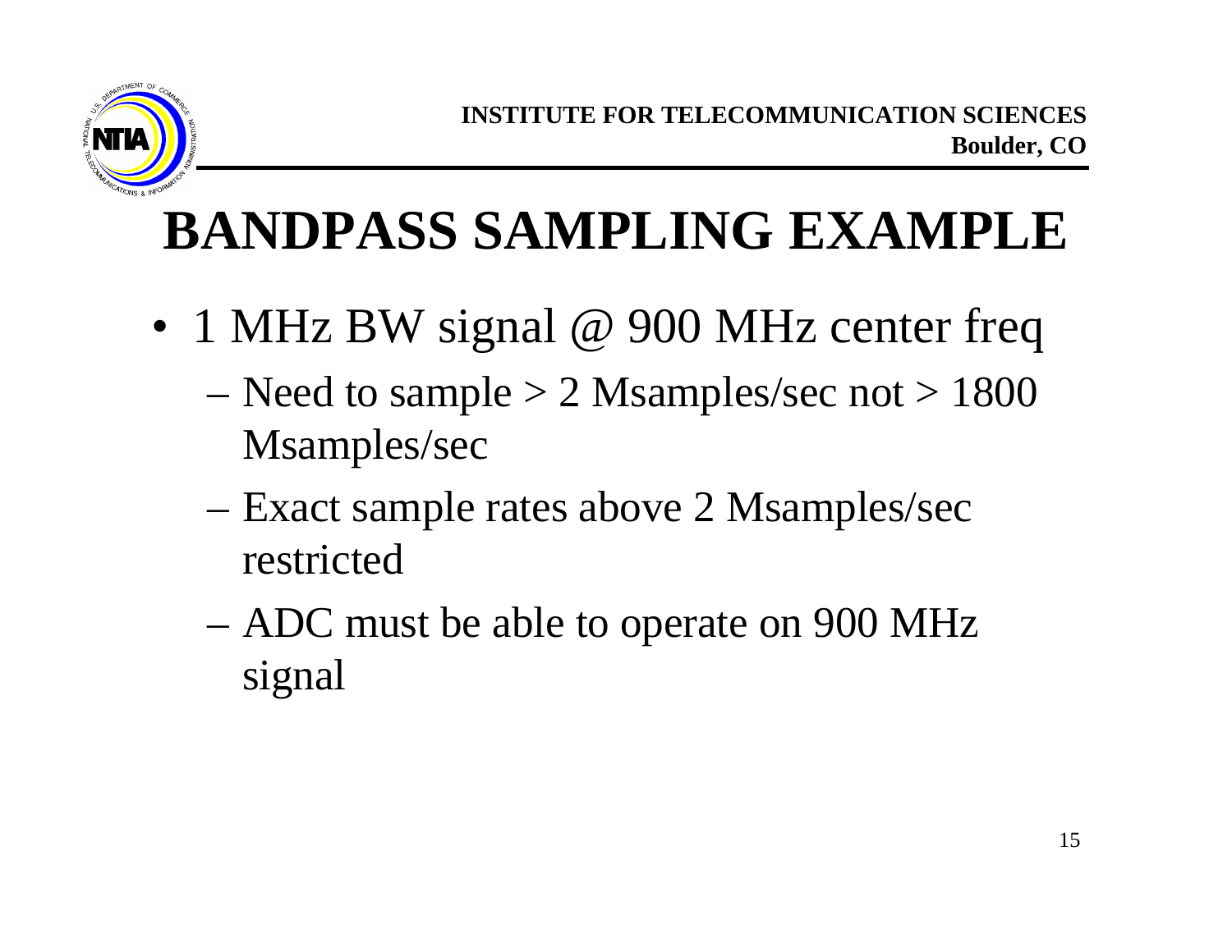# BANDPASS SAMPLING EXAMPLE

- 1 MHz BW signal @ 900 MHz center freq
  - Need to sample > 2 Msamples/sec not > 1800 Msamples/sec
  - Exact sample rates above 2 Msamples/sec restricted
  - ADC must be able to operate on 900 MHz signal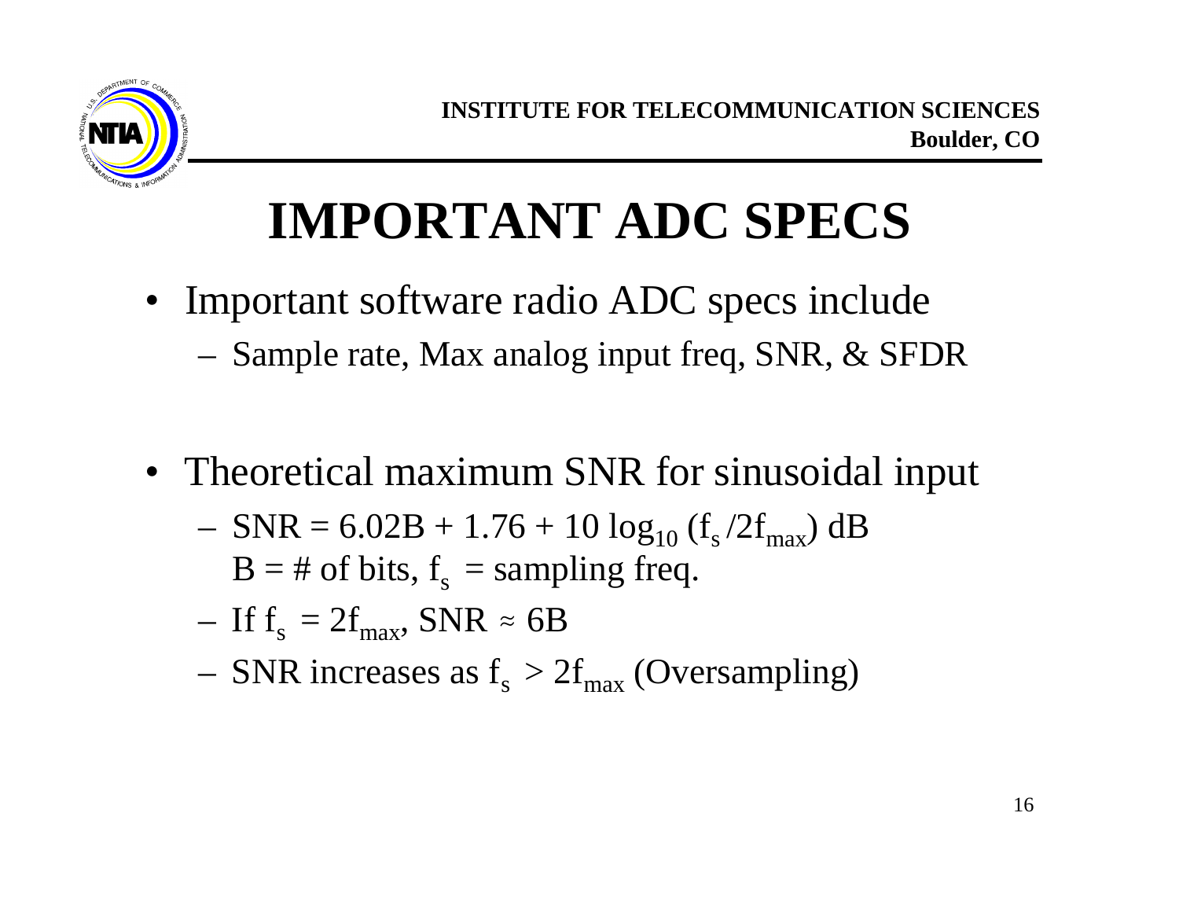# IMPORTANT ADC SPECS

- Important software radio ADC specs include
  - Sample rate, Max analog input freq, SNR, & SFDR

- Theoretical maximum SNR for sinusoidal input
  - $SNR = 6.02B + 1.76 + 10 \log_{10} (f_s / 2f_{max})$ dB
    $B$ = # of bits, $f_s$ = sampling freq.
  - If $f_s = 2f_{max}$, $SNR \approx 6B$
  - SNR increases as $f_s > 2f_{max}$ (Oversampling)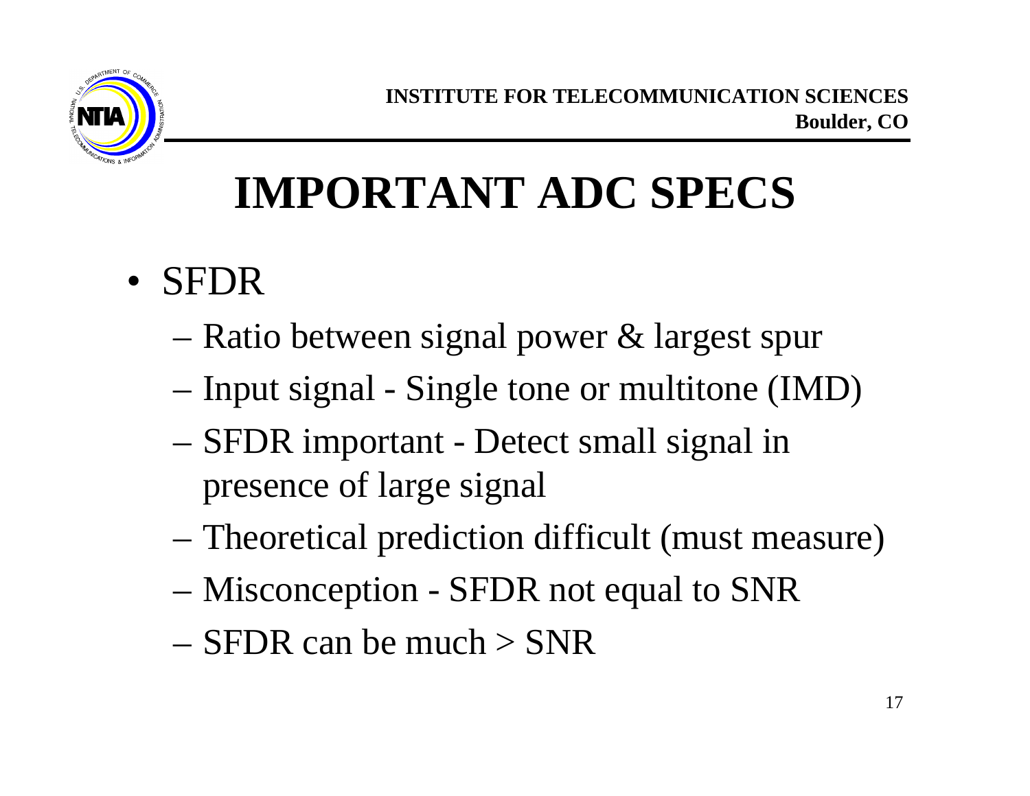# IMPORTANT ADC SPECS

- SFDR
  - Ratio between signal power & largest spur
  - Input signal - Single tone or multitone (IMD)
  - SFDR important - Detect small signal in presence of large signal
  - Theoretical prediction difficult (must measure)
  - Misconception - SFDR not equal to SNR
  - SFDR can be much > SNR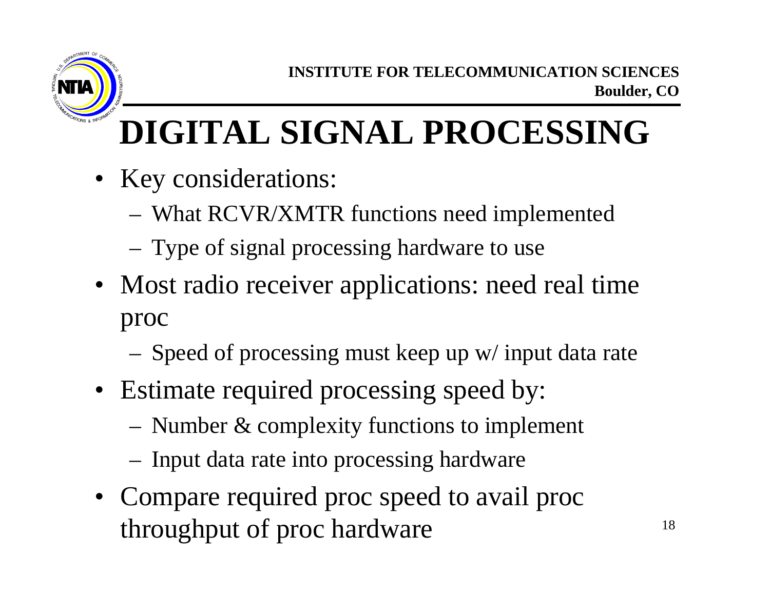# DIGITAL SIGNAL PROCESSING

- Key considerations:
  - What RCVR/XMTR functions need implemented
  - Type of signal processing hardware to use
- Most radio receiver applications: need real time proc
  - Speed of processing must keep up w/ input data rate
- Estimate required processing speed by:
  - Number & complexity functions to implement
  - Input data rate into processing hardware
- Compare required proc speed to avail proc throughput of proc hardware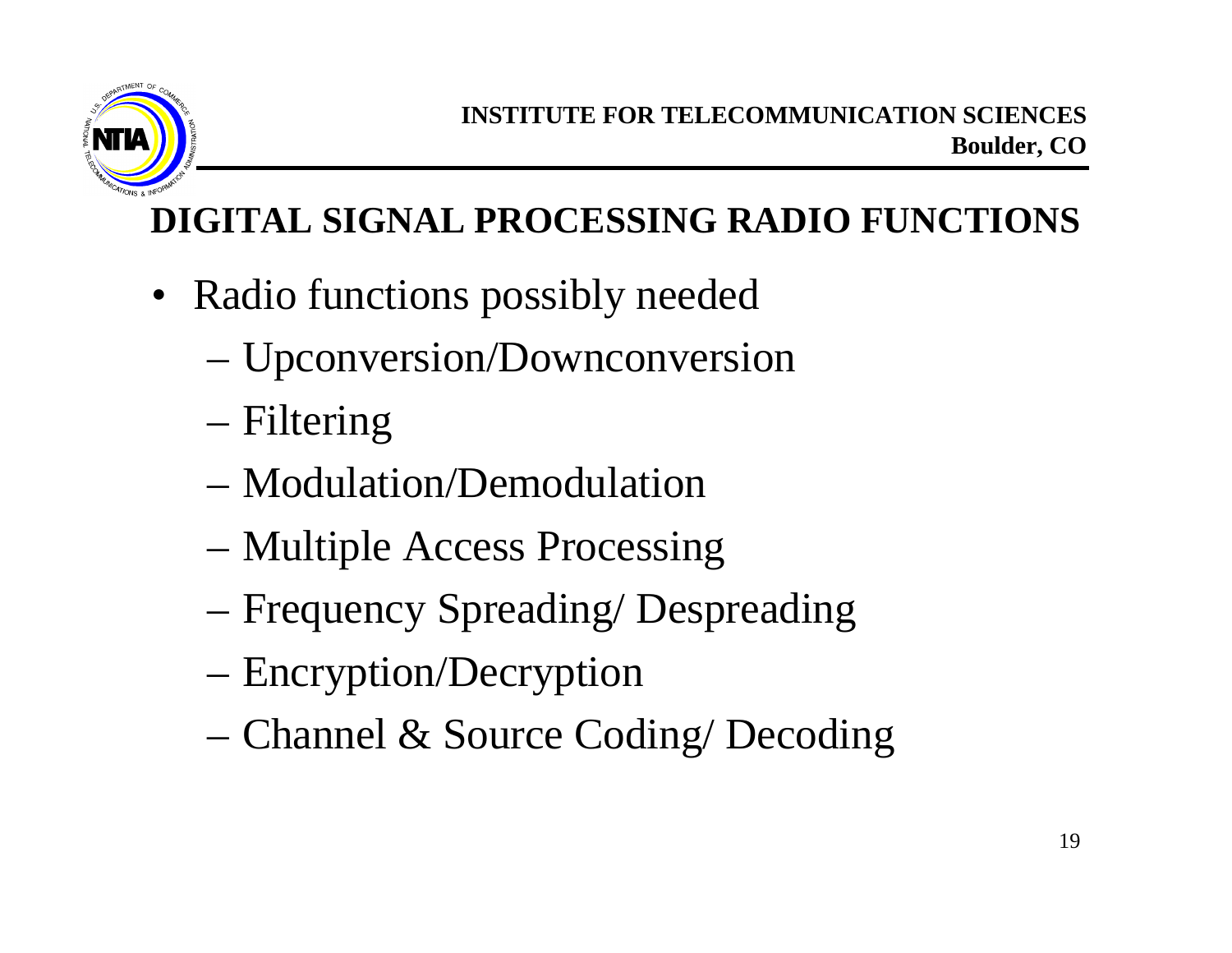## DIGITAL SIGNAL PROCESSING RADIO FUNCTIONS

- Radio functions possibly needed
  - Upconversion/Downconversion
  - Filtering
  - Modulation/Demodulation
  - Multiple Access Processing
  - Frequency Spreading/ Despreading
  - Encryption/Decryption
  - Channel & Source Coding/ Decoding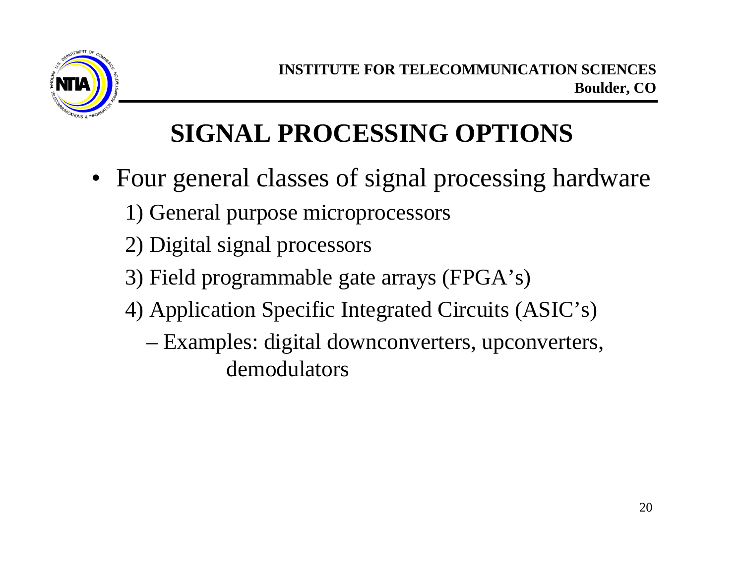# SIGNAL PROCESSING OPTIONS

- Four general classes of signal processing hardware
  1) General purpose microprocessors
  2) Digital signal processors
  3) Field programmable gate arrays (FPGA's)
  4) Application Specific Integrated Circuits (ASIC's)
     - Examples: digital downconverters, upconverters, demodulators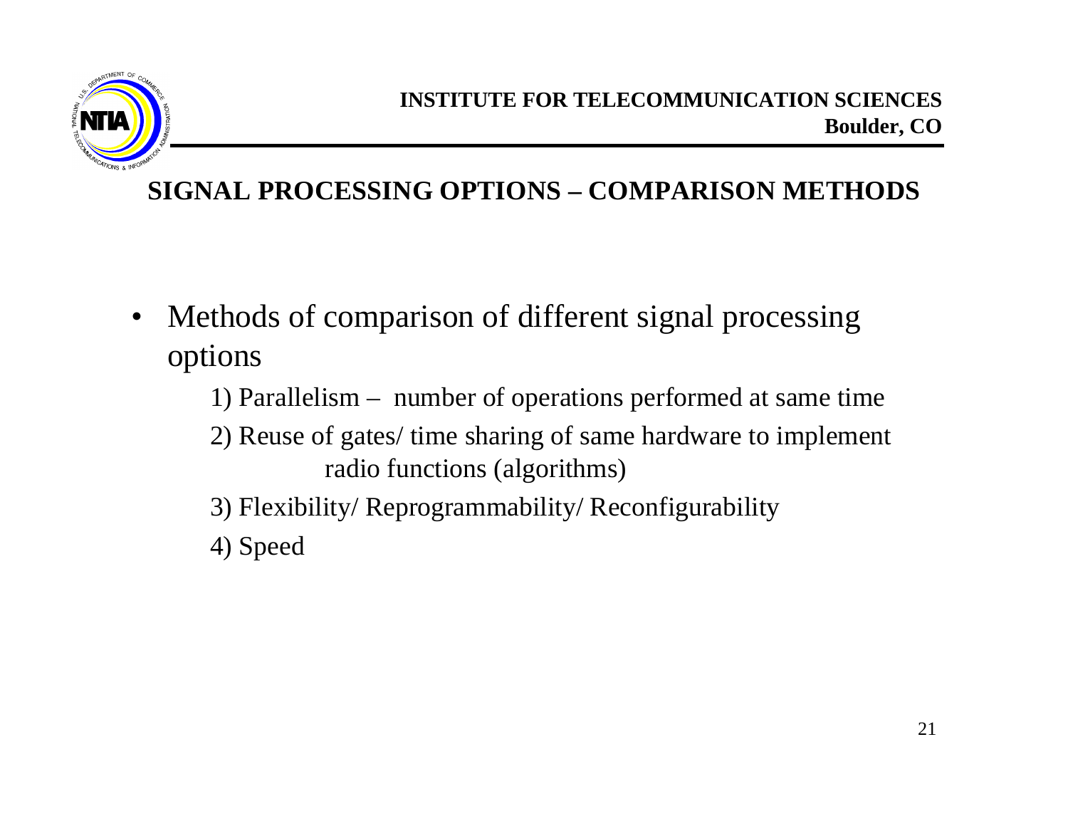## SIGNAL PROCESSING OPTIONS – COMPARISON METHODS

- Methods of comparison of different signal processing options

  1) Parallelism – number of operations performed at same time

  2) Reuse of gates/ time sharing of same hardware to implement radio functions (algorithms)

  3) Flexibility/ Reprogrammability/ Reconfigurability

  4) Speed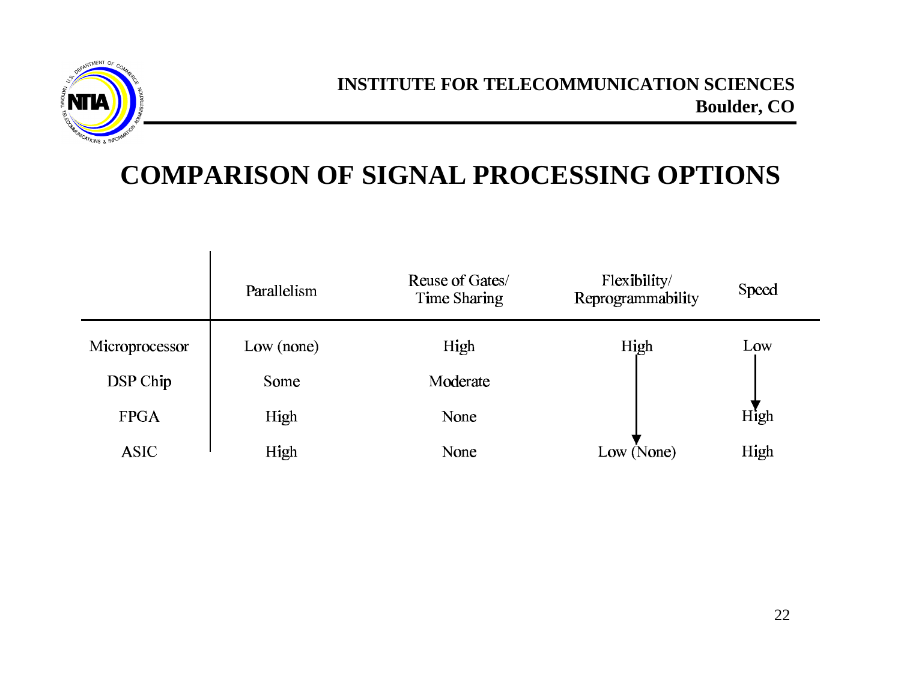# COMPARISON OF SIGNAL PROCESSING OPTIONS

| | Parallelism | Reuse of Gates/ Time Sharing | Flexibility/ Reprogrammability | Speed |
|---|---|---|---|---|
| Microprocessor | Low (none) | High | High | Low |
| DSP Chip | Some | Moderate | ↓ | ↓ |
| FPGA | High | None | ↓ | High |
| ASIC | High | None | Low (None) | High |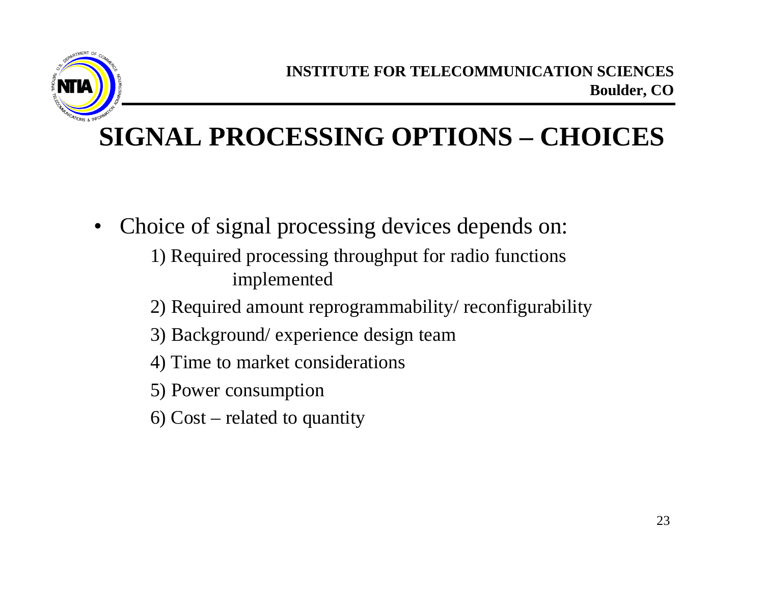# SIGNAL PROCESSING OPTIONS – CHOICES

- Choice of signal processing devices depends on:
  1) Required processing throughput for radio functions implemented
  2) Required amount reprogrammability/ reconfigurability
  3) Background/ experience design team
  4) Time to market considerations
  5) Power consumption
  6) Cost – related to quantity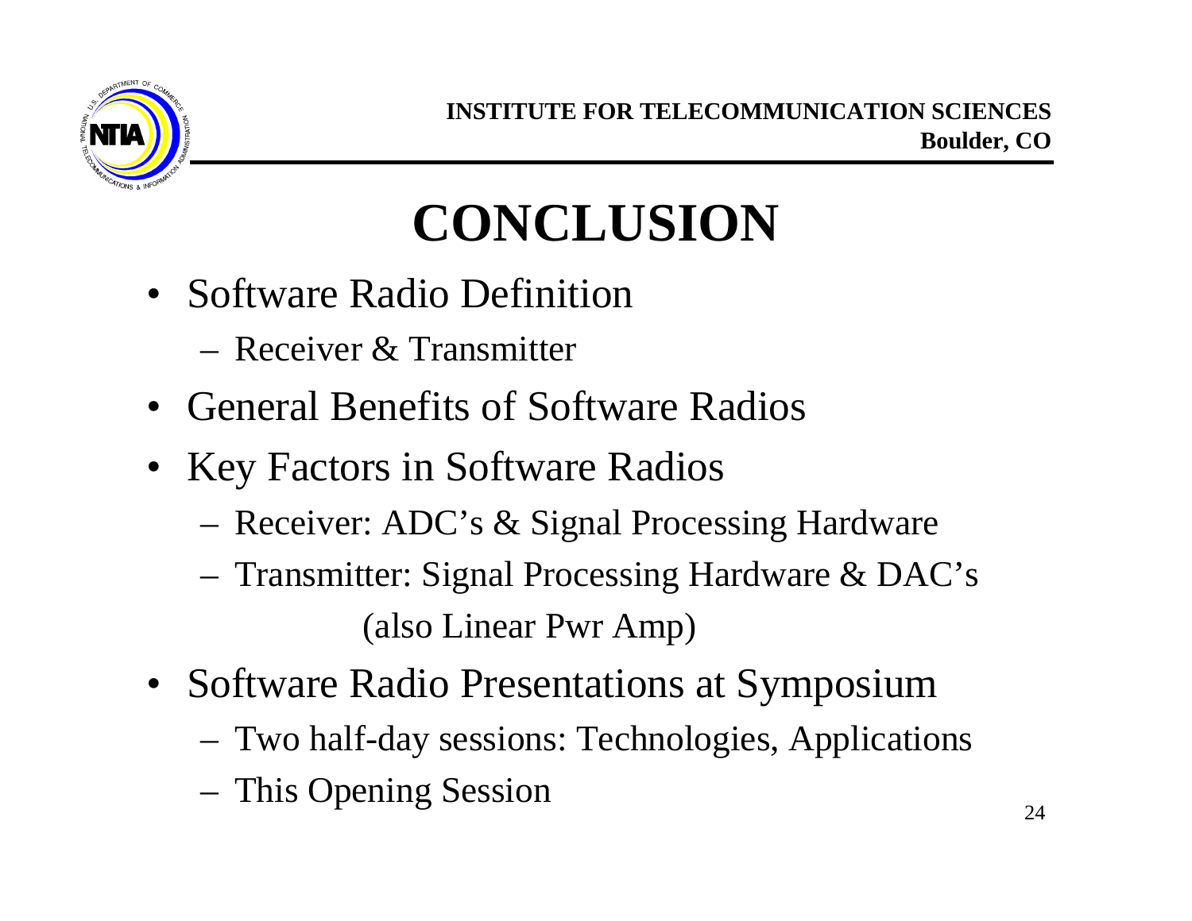# CONCLUSION

- Software Radio Definition
  - Receiver & Transmitter
- General Benefits of Software Radios
- Key Factors in Software Radios
  - Receiver: ADC's & Signal Processing Hardware
  - Transmitter: Signal Processing Hardware & DAC's (also Linear Pwr Amp)
- Software Radio Presentations at Symposium
  - Two half-day sessions: Technologies, Applications
  - This Opening Session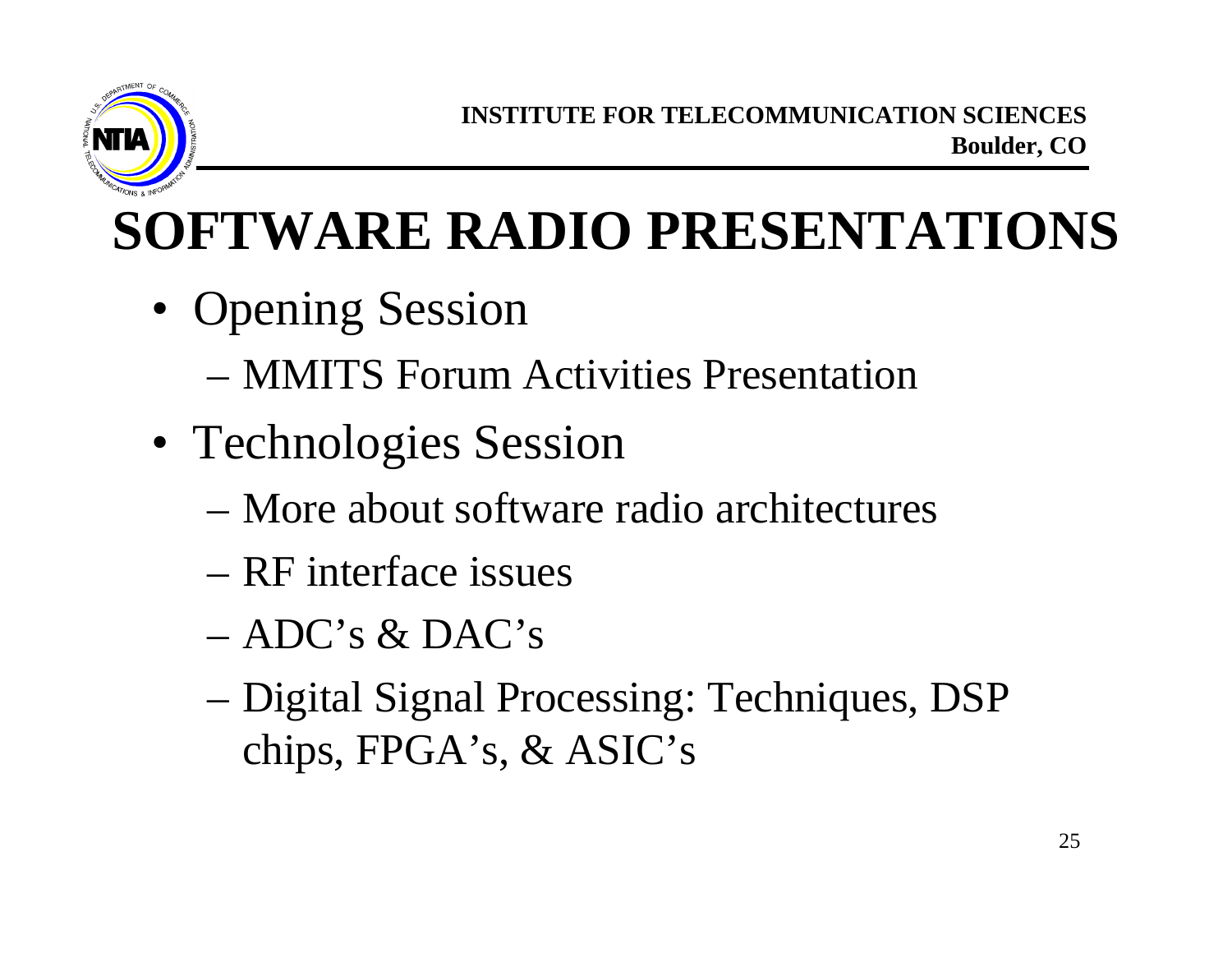# SOFTWARE RADIO PRESENTATIONS

- Opening Session
  - MMITS Forum Activities Presentation
- Technologies Session
  - More about software radio architectures
  - RF interface issues
  - ADC's & DAC's
  - Digital Signal Processing: Techniques, DSP chips, FPGA's, & ASIC's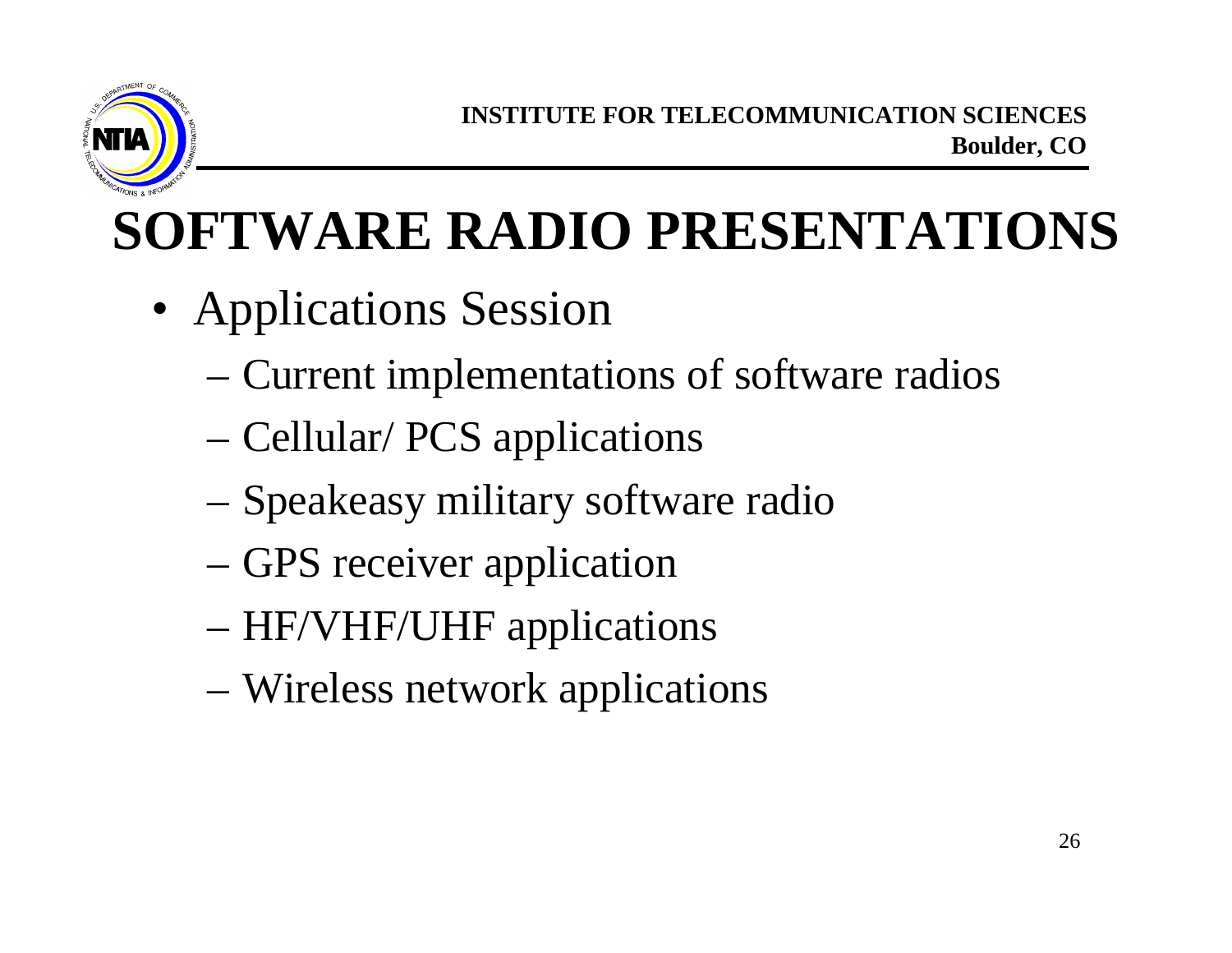# SOFTWARE RADIO PRESENTATIONS

- Applications Session
  - Current implementations of software radios
  - Cellular/ PCS applications
  - Speakeasy military software radio
  - GPS receiver application
  - HF/VHF/UHF applications
  - Wireless network applications